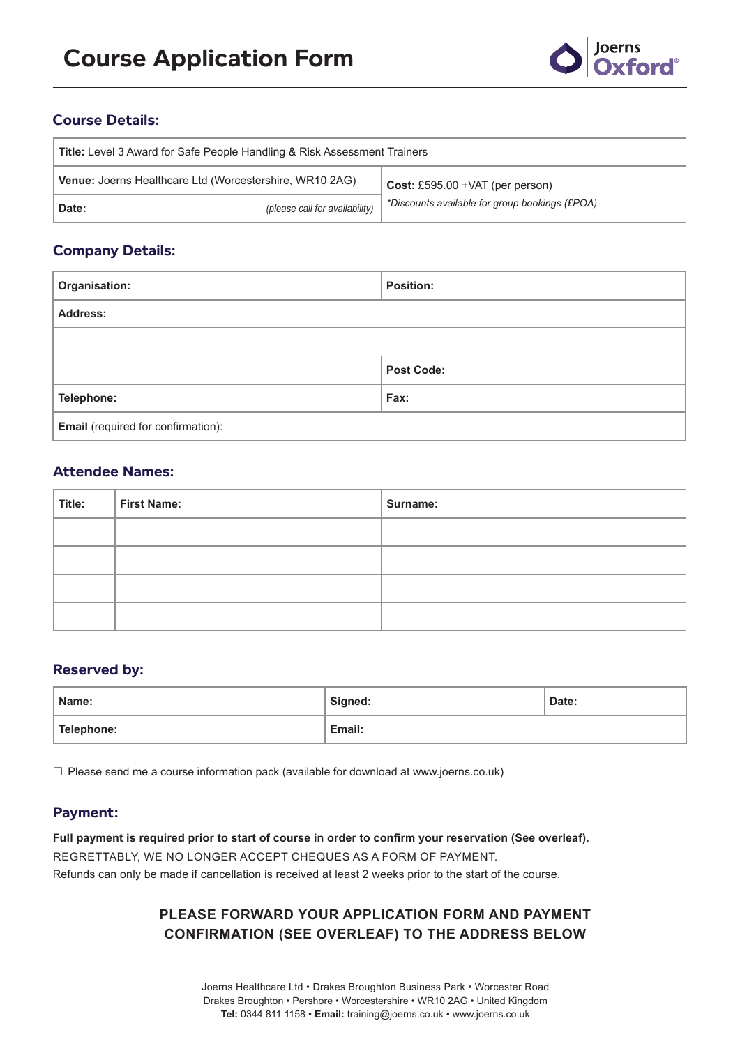# Course Application Form

Joerns Oxford®

## Course Details:

| **Title:** Level 3 Award for Safe People Handling & Risk Assessment Trainers | |
|---|---|
| **Venue:** Joerns Healthcare Ltd (Worcestershire, WR10 2AG) | **Cost:** £595.00 +VAT (per person) |
| **Date:** *(please call for availability)* | *\*Discounts available for group bookings (£POA)* |

## Company Details:

| **Organisation:** | **Position:** |
|---|---|
| **Address:** | |
| | |
| | **Post Code:** |
| **Telephone:** | **Fax:** |
| **Email** (required for confirmation): | |

## Attendee Names:

| Title: | First Name: | Surname: |
|---|---|---|
| | | |
| | | |
| | | |
| | | |

## Reserved by:

| **Name:** | **Signed:** | **Date:** |
|---|---|---|
| **Telephone:** | **Email:** | |

☐ Please send me a course information pack (available for download at www.joerns.co.uk)

## Payment:

**Full payment is required prior to start of course in order to confirm your reservation (See overleaf).**
REGRETTABLY, WE NO LONGER ACCEPT CHEQUES AS A FORM OF PAYMENT.
Refunds can only be made if cancellation is received at least 2 weeks prior to the start of the course.

**PLEASE FORWARD YOUR APPLICATION FORM AND PAYMENT CONFIRMATION (SEE OVERLEAF) TO THE ADDRESS BELOW**

Joerns Healthcare Ltd • Drakes Broughton Business Park • Worcester Road
Drakes Broughton • Pershore • Worcestershire • WR10 2AG • United Kingdom
**Tel:** 0344 811 1158 • **Email:** training@joerns.co.uk • www.joerns.co.uk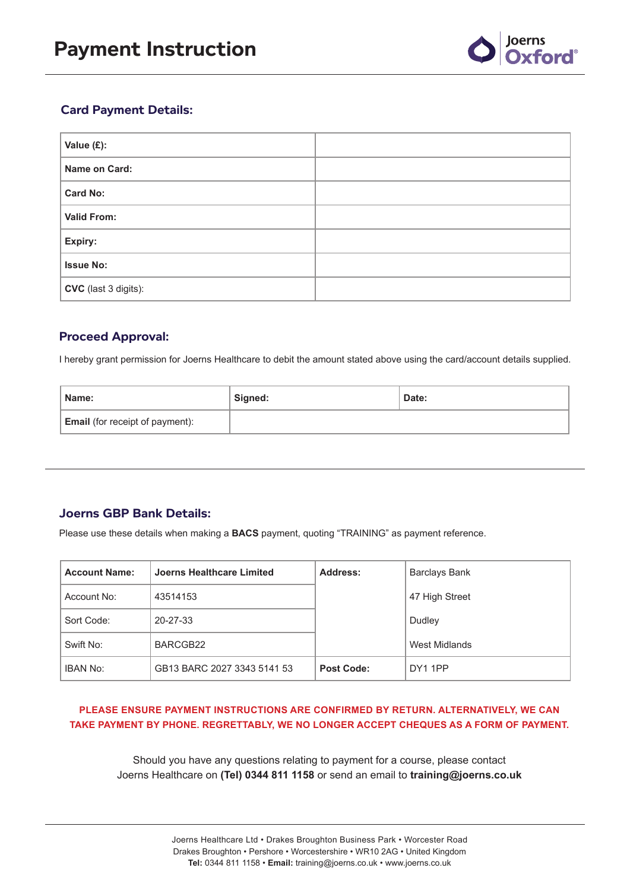# Payment Instruction

Joerns Oxford

## Card Payment Details:

| | |
|---|---|
| **Value (£):** | |
| **Name on Card:** | |
| **Card No:** | |
| **Valid From:** | |
| **Expiry:** | |
| **Issue No:** | |
| **CVC** (last 3 digits): | |

## Proceed Approval:

I hereby grant permission for Joerns Healthcare to debit the amount stated above using the card/account details supplied.

| | | |
|---|---|---|
| **Name:** | **Signed:** | **Date:** |
| **Email** (for receipt of payment): | | |

## Joerns GBP Bank Details:

Please use these details when making a **BACS** payment, quoting "TRAINING" as payment reference.

| | | | |
|---|---|---|---|
| **Account Name:** | **Joerns Healthcare Limited** | **Address:** | Barclays Bank |
| Account No: | 43514153 | | 47 High Street |
| Sort Code: | 20-27-33 | | Dudley |
| Swift No: | BARCGB22 | | West Midlands |
| IBAN No: | GB13 BARC 2027 3343 5141 53 | **Post Code:** | DY1 1PP |

**PLEASE ENSURE PAYMENT INSTRUCTIONS ARE CONFIRMED BY RETURN. ALTERNATIVELY, WE CAN TAKE PAYMENT BY PHONE. REGRETTABLY, WE NO LONGER ACCEPT CHEQUES AS A FORM OF PAYMENT.**

Should you have any questions relating to payment for a course, please contact Joerns Healthcare on **(Tel) 0344 811 1158** or send an email to **training@joerns.co.uk**

Joerns Healthcare Ltd • Drakes Broughton Business Park • Worcester Road
Drakes Broughton • Pershore • Worcestershire • WR10 2AG • United Kingdom
**Tel:** 0344 811 1158 • **Email:** training@joerns.co.uk • www.joerns.co.uk